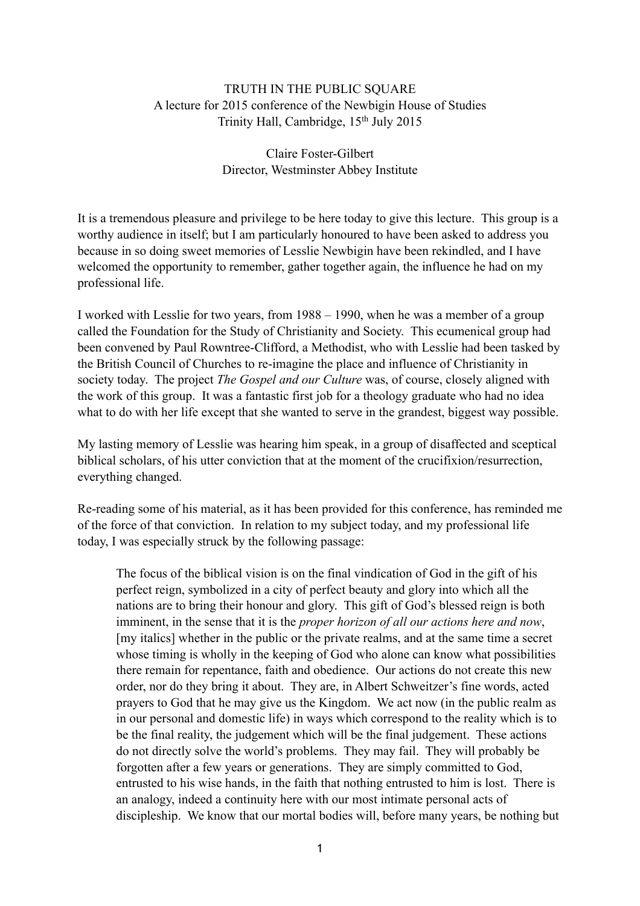# TRUTH IN THE PUBLIC SQUARE

A lecture for 2015 conference of the Newbigin House of Studies
Trinity Hall, Cambridge, 15th July 2015

Claire Foster-Gilbert
Director, Westminster Abbey Institute

It is a tremendous pleasure and privilege to be here today to give this lecture. This group is a worthy audience in itself; but I am particularly honoured to have been asked to address you because in so doing sweet memories of Lesslie Newbigin have been rekindled, and I have welcomed the opportunity to remember, gather together again, the influence he had on my professional life.

I worked with Lesslie for two years, from 1988 – 1990, when he was a member of a group called the Foundation for the Study of Christianity and Society. This ecumenical group had been convened by Paul Rowntree-Clifford, a Methodist, who with Lesslie had been tasked by the British Council of Churches to re-imagine the place and influence of Christianity in society today. The project *The Gospel and our Culture* was, of course, closely aligned with the work of this group. It was a fantastic first job for a theology graduate who had no idea what to do with her life except that she wanted to serve in the grandest, biggest way possible.

My lasting memory of Lesslie was hearing him speak, in a group of disaffected and sceptical biblical scholars, of his utter conviction that at the moment of the crucifixion/resurrection, everything changed.

Re-reading some of his material, as it has been provided for this conference, has reminded me of the force of that conviction. In relation to my subject today, and my professional life today, I was especially struck by the following passage:

> The focus of the biblical vision is on the final vindication of God in the gift of his perfect reign, symbolized in a city of perfect beauty and glory into which all the nations are to bring their honour and glory. This gift of God's blessed reign is both imminent, in the sense that it is the *proper horizon of all our actions here and now*, [my italics] whether in the public or the private realms, and at the same time a secret whose timing is wholly in the keeping of God who alone can know what possibilities there remain for repentance, faith and obedience. Our actions do not create this new order, nor do they bring it about. They are, in Albert Schweitzer's fine words, acted prayers to God that he may give us the Kingdom. We act now (in the public realm as in our personal and domestic life) in ways which correspond to the reality which is to be the final reality, the judgement which will be the final judgement. These actions do not directly solve the world's problems. They may fail. They will probably be forgotten after a few years or generations. They are simply committed to God, entrusted to his wise hands, in the faith that nothing entrusted to him is lost. There is an analogy, indeed a continuity here with our most intimate personal acts of discipleship. We know that our mortal bodies will, before many years, be nothing but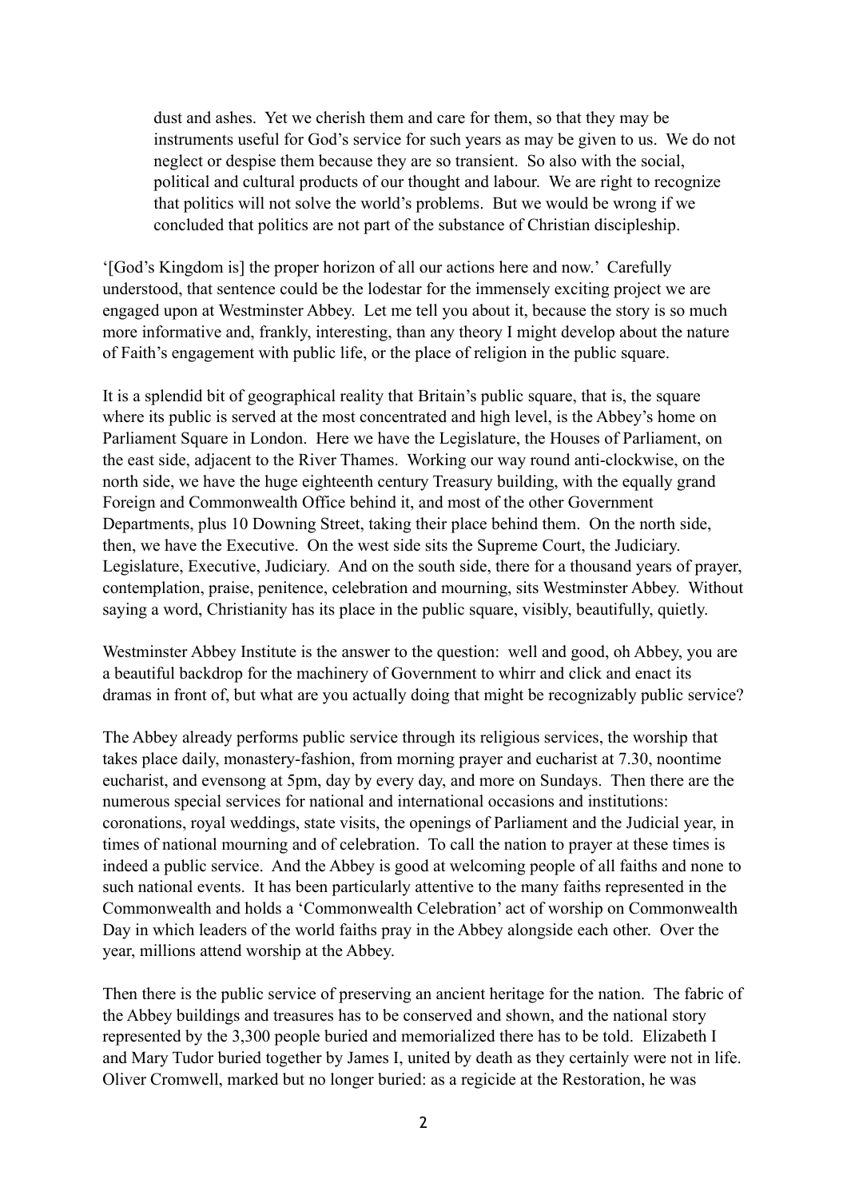> dust and ashes. Yet we cherish them and care for them, so that they may be instruments useful for God's service for such years as may be given to us. We do not neglect or despise them because they are so transient. So also with the social, political and cultural products of our thought and labour. We are right to recognize that politics will not solve the world's problems. But we would be wrong if we concluded that politics are not part of the substance of Christian discipleship.

'[God's Kingdom is] the proper horizon of all our actions here and now.' Carefully understood, that sentence could be the lodestar for the immensely exciting project we are engaged upon at Westminster Abbey. Let me tell you about it, because the story is so much more informative and, frankly, interesting, than any theory I might develop about the nature of Faith's engagement with public life, or the place of religion in the public square.

It is a splendid bit of geographical reality that Britain's public square, that is, the square where its public is served at the most concentrated and high level, is the Abbey's home on Parliament Square in London. Here we have the Legislature, the Houses of Parliament, on the east side, adjacent to the River Thames. Working our way round anti-clockwise, on the north side, we have the huge eighteenth century Treasury building, with the equally grand Foreign and Commonwealth Office behind it, and most of the other Government Departments, plus 10 Downing Street, taking their place behind them. On the north side, then, we have the Executive. On the west side sits the Supreme Court, the Judiciary. Legislature, Executive, Judiciary. And on the south side, there for a thousand years of prayer, contemplation, praise, penitence, celebration and mourning, sits Westminster Abbey. Without saying a word, Christianity has its place in the public square, visibly, beautifully, quietly.

Westminster Abbey Institute is the answer to the question: well and good, oh Abbey, you are a beautiful backdrop for the machinery of Government to whirr and click and enact its dramas in front of, but what are you actually doing that might be recognizably public service?

The Abbey already performs public service through its religious services, the worship that takes place daily, monastery-fashion, from morning prayer and eucharist at 7.30, noontime eucharist, and evensong at 5pm, day by every day, and more on Sundays. Then there are the numerous special services for national and international occasions and institutions: coronations, royal weddings, state visits, the openings of Parliament and the Judicial year, in times of national mourning and of celebration. To call the nation to prayer at these times is indeed a public service. And the Abbey is good at welcoming people of all faiths and none to such national events. It has been particularly attentive to the many faiths represented in the Commonwealth and holds a 'Commonwealth Celebration' act of worship on Commonwealth Day in which leaders of the world faiths pray in the Abbey alongside each other. Over the year, millions attend worship at the Abbey.

Then there is the public service of preserving an ancient heritage for the nation. The fabric of the Abbey buildings and treasures has to be conserved and shown, and the national story represented by the 3,300 people buried and memorialized there has to be told. Elizabeth I and Mary Tudor buried together by James I, united by death as they certainly were not in life. Oliver Cromwell, marked but no longer buried: as a regicide at the Restoration, he was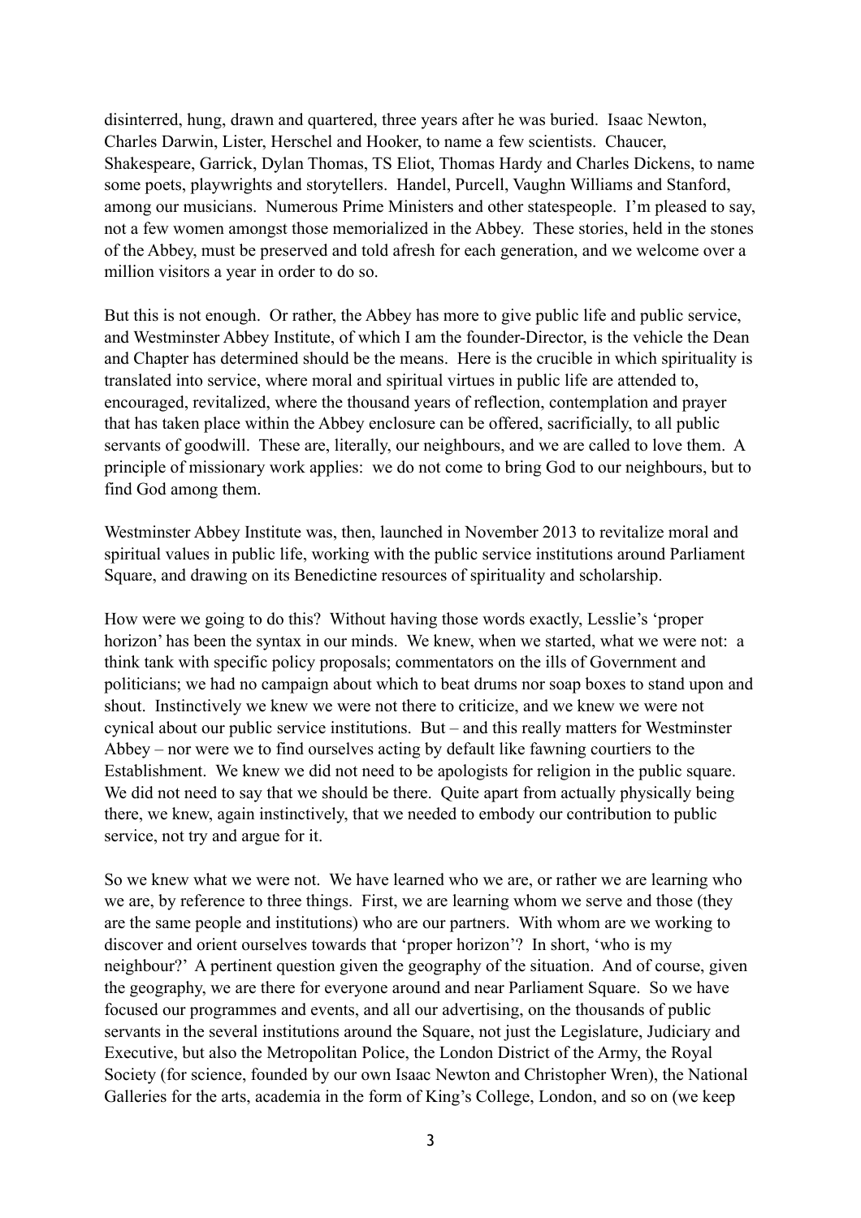disinterred, hung, drawn and quartered, three years after he was buried. Isaac Newton, Charles Darwin, Lister, Herschel and Hooker, to name a few scientists. Chaucer, Shakespeare, Garrick, Dylan Thomas, TS Eliot, Thomas Hardy and Charles Dickens, to name some poets, playwrights and storytellers. Handel, Purcell, Vaughn Williams and Stanford, among our musicians. Numerous Prime Ministers and other statespeople. I'm pleased to say, not a few women amongst those memorialized in the Abbey. These stories, held in the stones of the Abbey, must be preserved and told afresh for each generation, and we welcome over a million visitors a year in order to do so.

But this is not enough. Or rather, the Abbey has more to give public life and public service, and Westminster Abbey Institute, of which I am the founder-Director, is the vehicle the Dean and Chapter has determined should be the means. Here is the crucible in which spirituality is translated into service, where moral and spiritual virtues in public life are attended to, encouraged, revitalized, where the thousand years of reflection, contemplation and prayer that has taken place within the Abbey enclosure can be offered, sacrificially, to all public servants of goodwill. These are, literally, our neighbours, and we are called to love them. A principle of missionary work applies: we do not come to bring God to our neighbours, but to find God among them.

Westminster Abbey Institute was, then, launched in November 2013 to revitalize moral and spiritual values in public life, working with the public service institutions around Parliament Square, and drawing on its Benedictine resources of spirituality and scholarship.

How were we going to do this? Without having those words exactly, Lesslie's 'proper horizon' has been the syntax in our minds. We knew, when we started, what we were not: a think tank with specific policy proposals; commentators on the ills of Government and politicians; we had no campaign about which to beat drums nor soap boxes to stand upon and shout. Instinctively we knew we were not there to criticize, and we knew we were not cynical about our public service institutions. But – and this really matters for Westminster Abbey – nor were we to find ourselves acting by default like fawning courtiers to the Establishment. We knew we did not need to be apologists for religion in the public square. We did not need to say that we should be there. Quite apart from actually physically being there, we knew, again instinctively, that we needed to embody our contribution to public service, not try and argue for it.

So we knew what we were not. We have learned who we are, or rather we are learning who we are, by reference to three things. First, we are learning whom we serve and those (they are the same people and institutions) who are our partners. With whom are we working to discover and orient ourselves towards that 'proper horizon'? In short, 'who is my neighbour?' A pertinent question given the geography of the situation. And of course, given the geography, we are there for everyone around and near Parliament Square. So we have focused our programmes and events, and all our advertising, on the thousands of public servants in the several institutions around the Square, not just the Legislature, Judiciary and Executive, but also the Metropolitan Police, the London District of the Army, the Royal Society (for science, founded by our own Isaac Newton and Christopher Wren), the National Galleries for the arts, academia in the form of King's College, London, and so on (we keep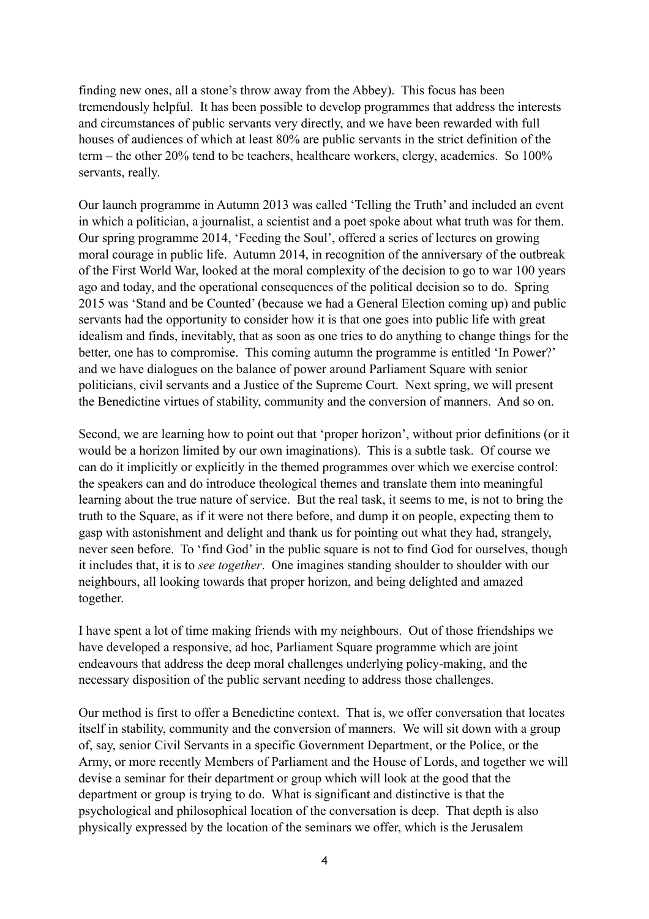finding new ones, all a stone's throw away from the Abbey). This focus has been tremendously helpful. It has been possible to develop programmes that address the interests and circumstances of public servants very directly, and we have been rewarded with full houses of audiences of which at least 80% are public servants in the strict definition of the term – the other 20% tend to be teachers, healthcare workers, clergy, academics. So 100% servants, really.

Our launch programme in Autumn 2013 was called 'Telling the Truth' and included an event in which a politician, a journalist, a scientist and a poet spoke about what truth was for them. Our spring programme 2014, 'Feeding the Soul', offered a series of lectures on growing moral courage in public life. Autumn 2014, in recognition of the anniversary of the outbreak of the First World War, looked at the moral complexity of the decision to go to war 100 years ago and today, and the operational consequences of the political decision so to do. Spring 2015 was 'Stand and be Counted' (because we had a General Election coming up) and public servants had the opportunity to consider how it is that one goes into public life with great idealism and finds, inevitably, that as soon as one tries to do anything to change things for the better, one has to compromise. This coming autumn the programme is entitled 'In Power?' and we have dialogues on the balance of power around Parliament Square with senior politicians, civil servants and a Justice of the Supreme Court. Next spring, we will present the Benedictine virtues of stability, community and the conversion of manners. And so on.

Second, we are learning how to point out that 'proper horizon', without prior definitions (or it would be a horizon limited by our own imaginations). This is a subtle task. Of course we can do it implicitly or explicitly in the themed programmes over which we exercise control: the speakers can and do introduce theological themes and translate them into meaningful learning about the true nature of service. But the real task, it seems to me, is not to bring the truth to the Square, as if it were not there before, and dump it on people, expecting them to gasp with astonishment and delight and thank us for pointing out what they had, strangely, never seen before. To 'find God' in the public square is not to find God for ourselves, though it includes that, it is to *see together*. One imagines standing shoulder to shoulder with our neighbours, all looking towards that proper horizon, and being delighted and amazed together.

I have spent a lot of time making friends with my neighbours. Out of those friendships we have developed a responsive, ad hoc, Parliament Square programme which are joint endeavours that address the deep moral challenges underlying policy-making, and the necessary disposition of the public servant needing to address those challenges.

Our method is first to offer a Benedictine context. That is, we offer conversation that locates itself in stability, community and the conversion of manners. We will sit down with a group of, say, senior Civil Servants in a specific Government Department, or the Police, or the Army, or more recently Members of Parliament and the House of Lords, and together we will devise a seminar for their department or group which will look at the good that the department or group is trying to do. What is significant and distinctive is that the psychological and philosophical location of the conversation is deep. That depth is also physically expressed by the location of the seminars we offer, which is the Jerusalem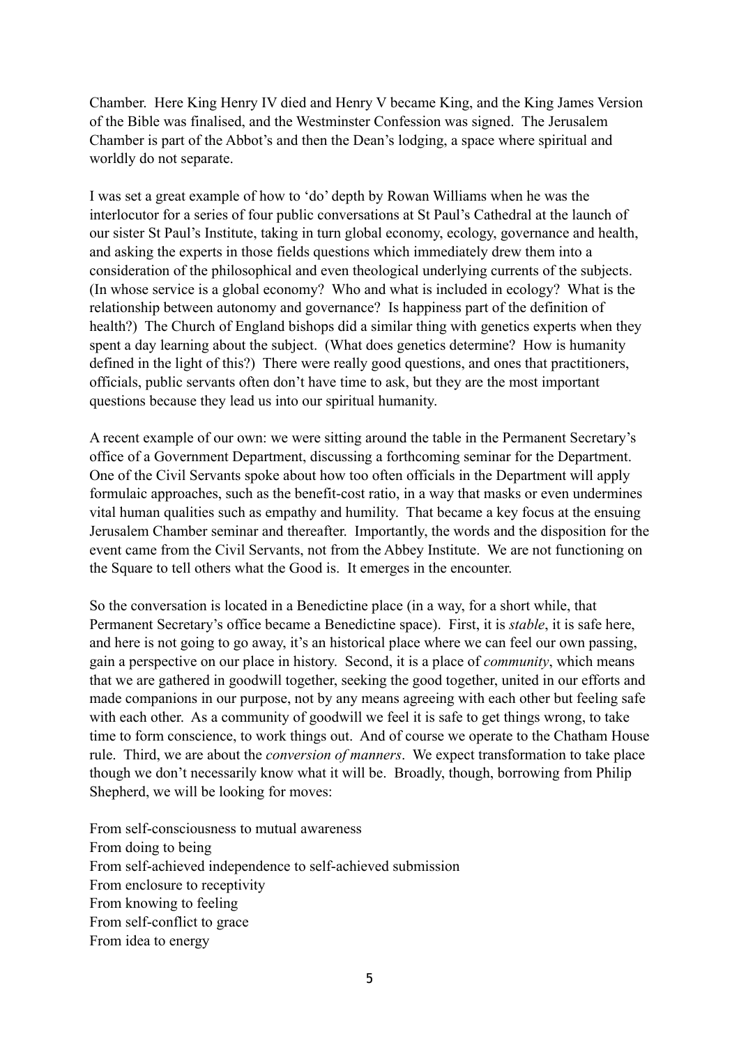Chamber. Here King Henry IV died and Henry V became King, and the King James Version of the Bible was finalised, and the Westminster Confession was signed. The Jerusalem Chamber is part of the Abbot's and then the Dean's lodging, a space where spiritual and worldly do not separate.

I was set a great example of how to 'do' depth by Rowan Williams when he was the interlocutor for a series of four public conversations at St Paul's Cathedral at the launch of our sister St Paul's Institute, taking in turn global economy, ecology, governance and health, and asking the experts in those fields questions which immediately drew them into a consideration of the philosophical and even theological underlying currents of the subjects. (In whose service is a global economy? Who and what is included in ecology? What is the relationship between autonomy and governance? Is happiness part of the definition of health?) The Church of England bishops did a similar thing with genetics experts when they spent a day learning about the subject. (What does genetics determine? How is humanity defined in the light of this?) There were really good questions, and ones that practitioners, officials, public servants often don't have time to ask, but they are the most important questions because they lead us into our spiritual humanity.

A recent example of our own: we were sitting around the table in the Permanent Secretary's office of a Government Department, discussing a forthcoming seminar for the Department. One of the Civil Servants spoke about how too often officials in the Department will apply formulaic approaches, such as the benefit-cost ratio, in a way that masks or even undermines vital human qualities such as empathy and humility. That became a key focus at the ensuing Jerusalem Chamber seminar and thereafter. Importantly, the words and the disposition for the event came from the Civil Servants, not from the Abbey Institute. We are not functioning on the Square to tell others what the Good is. It emerges in the encounter.

So the conversation is located in a Benedictine place (in a way, for a short while, that Permanent Secretary's office became a Benedictine space). First, it is *stable*, it is safe here, and here is not going to go away, it's an historical place where we can feel our own passing, gain a perspective on our place in history. Second, it is a place of *community*, which means that we are gathered in goodwill together, seeking the good together, united in our efforts and made companions in our purpose, not by any means agreeing with each other but feeling safe with each other. As a community of goodwill we feel it is safe to get things wrong, to take time to form conscience, to work things out. And of course we operate to the Chatham House rule. Third, we are about the *conversion of manners*. We expect transformation to take place though we don't necessarily know what it will be. Broadly, though, borrowing from Philip Shepherd, we will be looking for moves:

From self-consciousness to mutual awareness
From doing to being
From self-achieved independence to self-achieved submission
From enclosure to receptivity
From knowing to feeling
From self-conflict to grace
From idea to energy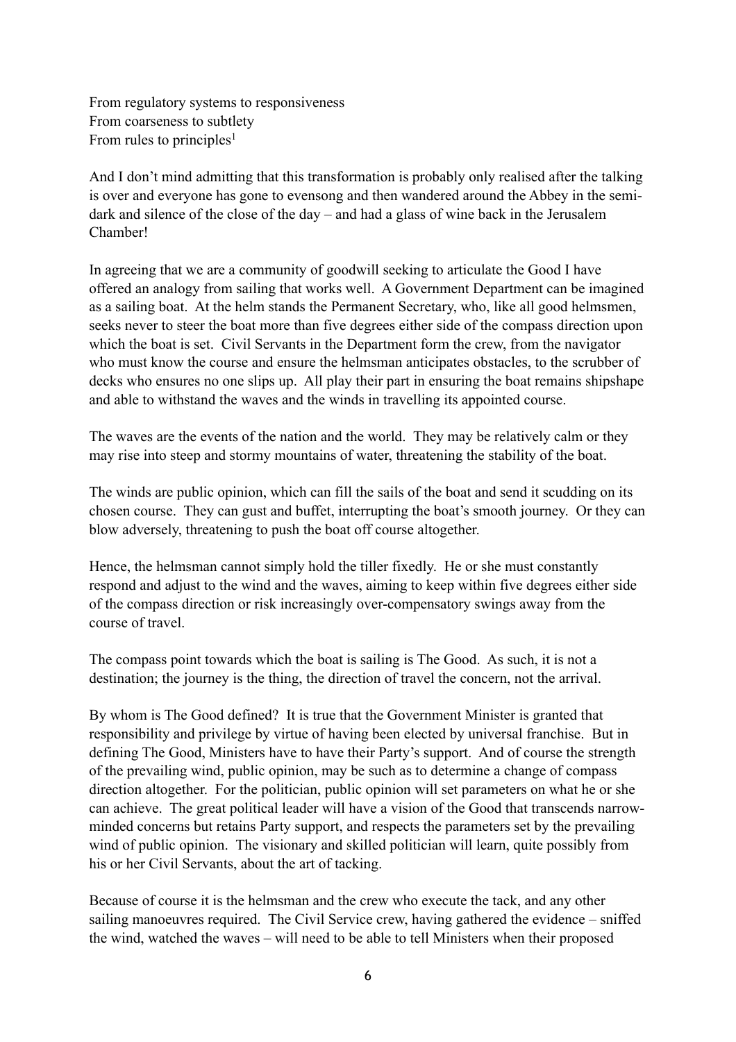From regulatory systems to responsiveness
From coarseness to subtlety
From rules to principles[1]

And I don't mind admitting that this transformation is probably only realised after the talking is over and everyone has gone to evensong and then wandered around the Abbey in the semi-dark and silence of the close of the day – and had a glass of wine back in the Jerusalem Chamber!

In agreeing that we are a community of goodwill seeking to articulate the Good I have offered an analogy from sailing that works well. A Government Department can be imagined as a sailing boat. At the helm stands the Permanent Secretary, who, like all good helmsmen, seeks never to steer the boat more than five degrees either side of the compass direction upon which the boat is set. Civil Servants in the Department form the crew, from the navigator who must know the course and ensure the helmsman anticipates obstacles, to the scrubber of decks who ensures no one slips up. All play their part in ensuring the boat remains shipshape and able to withstand the waves and the winds in travelling its appointed course.

The waves are the events of the nation and the world. They may be relatively calm or they may rise into steep and stormy mountains of water, threatening the stability of the boat.

The winds are public opinion, which can fill the sails of the boat and send it scudding on its chosen course. They can gust and buffet, interrupting the boat's smooth journey. Or they can blow adversely, threatening to push the boat off course altogether.

Hence, the helmsman cannot simply hold the tiller fixedly. He or she must constantly respond and adjust to the wind and the waves, aiming to keep within five degrees either side of the compass direction or risk increasingly over-compensatory swings away from the course of travel.

The compass point towards which the boat is sailing is The Good. As such, it is not a destination; the journey is the thing, the direction of travel the concern, not the arrival.

By whom is The Good defined? It is true that the Government Minister is granted that responsibility and privilege by virtue of having been elected by universal franchise. But in defining The Good, Ministers have to have their Party's support. And of course the strength of the prevailing wind, public opinion, may be such as to determine a change of compass direction altogether. For the politician, public opinion will set parameters on what he or she can achieve. The great political leader will have a vision of the Good that transcends narrow-minded concerns but retains Party support, and respects the parameters set by the prevailing wind of public opinion. The visionary and skilled politician will learn, quite possibly from his or her Civil Servants, about the art of tacking.

Because of course it is the helmsman and the crew who execute the tack, and any other sailing manoeuvres required. The Civil Service crew, having gathered the evidence – sniffed the wind, watched the waves – will need to be able to tell Ministers when their proposed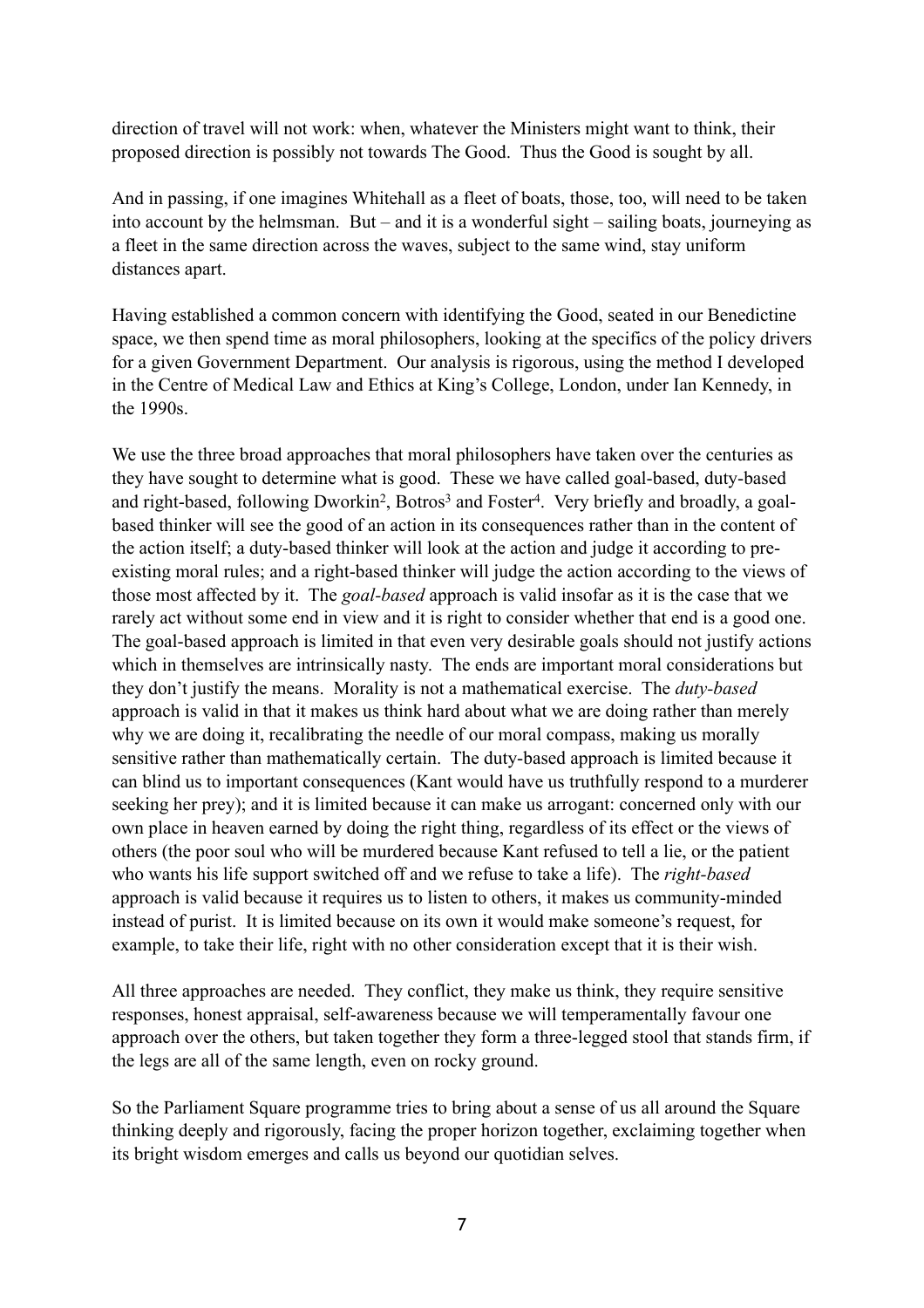direction of travel will not work: when, whatever the Ministers might want to think, their proposed direction is possibly not towards The Good. Thus the Good is sought by all.

And in passing, if one imagines Whitehall as a fleet of boats, those, too, will need to be taken into account by the helmsman. But – and it is a wonderful sight – sailing boats, journeying as a fleet in the same direction across the waves, subject to the same wind, stay uniform distances apart.

Having established a common concern with identifying the Good, seated in our Benedictine space, we then spend time as moral philosophers, looking at the specifics of the policy drivers for a given Government Department. Our analysis is rigorous, using the method I developed in the Centre of Medical Law and Ethics at King's College, London, under Ian Kennedy, in the 1990s.

We use the three broad approaches that moral philosophers have taken over the centuries as they have sought to determine what is good. These we have called goal-based, duty-based and right-based, following Dworkin[2], Botros[3] and Foster[4]. Very briefly and broadly, a goal-based thinker will see the good of an action in its consequences rather than in the content of the action itself; a duty-based thinker will look at the action and judge it according to pre-existing moral rules; and a right-based thinker will judge the action according to the views of those most affected by it. The *goal-based* approach is valid insofar as it is the case that we rarely act without some end in view and it is right to consider whether that end is a good one. The goal-based approach is limited in that even very desirable goals should not justify actions which in themselves are intrinsically nasty. The ends are important moral considerations but they don't justify the means. Morality is not a mathematical exercise. The *duty-based* approach is valid in that it makes us think hard about what we are doing rather than merely why we are doing it, recalibrating the needle of our moral compass, making us morally sensitive rather than mathematically certain. The duty-based approach is limited because it can blind us to important consequences (Kant would have us truthfully respond to a murderer seeking her prey); and it is limited because it can make us arrogant: concerned only with our own place in heaven earned by doing the right thing, regardless of its effect or the views of others (the poor soul who will be murdered because Kant refused to tell a lie, or the patient who wants his life support switched off and we refuse to take a life). The *right-based* approach is valid because it requires us to listen to others, it makes us community-minded instead of purist. It is limited because on its own it would make someone's request, for example, to take their life, right with no other consideration except that it is their wish.

All three approaches are needed. They conflict, they make us think, they require sensitive responses, honest appraisal, self-awareness because we will temperamentally favour one approach over the others, but taken together they form a three-legged stool that stands firm, if the legs are all of the same length, even on rocky ground.

So the Parliament Square programme tries to bring about a sense of us all around the Square thinking deeply and rigorously, facing the proper horizon together, exclaiming together when its bright wisdom emerges and calls us beyond our quotidian selves.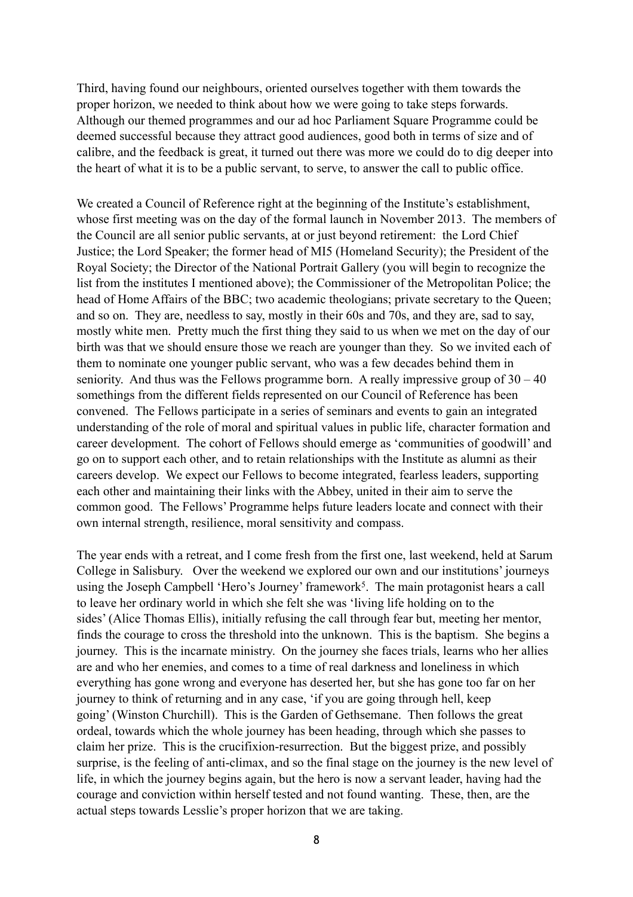Third, having found our neighbours, oriented ourselves together with them towards the proper horizon, we needed to think about how we were going to take steps forwards. Although our themed programmes and our ad hoc Parliament Square Programme could be deemed successful because they attract good audiences, good both in terms of size and of calibre, and the feedback is great, it turned out there was more we could do to dig deeper into the heart of what it is to be a public servant, to serve, to answer the call to public office.

We created a Council of Reference right at the beginning of the Institute's establishment, whose first meeting was on the day of the formal launch in November 2013. The members of the Council are all senior public servants, at or just beyond retirement: the Lord Chief Justice; the Lord Speaker; the former head of MI5 (Homeland Security); the President of the Royal Society; the Director of the National Portrait Gallery (you will begin to recognize the list from the institutes I mentioned above); the Commissioner of the Metropolitan Police; the head of Home Affairs of the BBC; two academic theologians; private secretary to the Queen; and so on. They are, needless to say, mostly in their 60s and 70s, and they are, sad to say, mostly white men. Pretty much the first thing they said to us when we met on the day of our birth was that we should ensure those we reach are younger than they. So we invited each of them to nominate one younger public servant, who was a few decades behind them in seniority. And thus was the Fellows programme born. A really impressive group of 30 – 40 somethings from the different fields represented on our Council of Reference has been convened. The Fellows participate in a series of seminars and events to gain an integrated understanding of the role of moral and spiritual values in public life, character formation and career development. The cohort of Fellows should emerge as 'communities of goodwill' and go on to support each other, and to retain relationships with the Institute as alumni as their careers develop. We expect our Fellows to become integrated, fearless leaders, supporting each other and maintaining their links with the Abbey, united in their aim to serve the common good. The Fellows' Programme helps future leaders locate and connect with their own internal strength, resilience, moral sensitivity and compass.

The year ends with a retreat, and I come fresh from the first one, last weekend, held at Sarum College in Salisbury. Over the weekend we explored our own and our institutions' journeys using the Joseph Campbell 'Hero's Journey' framework[5]. The main protagonist hears a call to leave her ordinary world in which she felt she was 'living life holding on to the sides' (Alice Thomas Ellis), initially refusing the call through fear but, meeting her mentor, finds the courage to cross the threshold into the unknown. This is the baptism. She begins a journey. This is the incarnate ministry. On the journey she faces trials, learns who her allies are and who her enemies, and comes to a time of real darkness and loneliness in which everything has gone wrong and everyone has deserted her, but she has gone too far on her journey to think of returning and in any case, 'if you are going through hell, keep going' (Winston Churchill). This is the Garden of Gethsemane. Then follows the great ordeal, towards which the whole journey has been heading, through which she passes to claim her prize. This is the crucifixion-resurrection. But the biggest prize, and possibly surprise, is the feeling of anti-climax, and so the final stage on the journey is the new level of life, in which the journey begins again, but the hero is now a servant leader, having had the courage and conviction within herself tested and not found wanting. These, then, are the actual steps towards Lesslie's proper horizon that we are taking.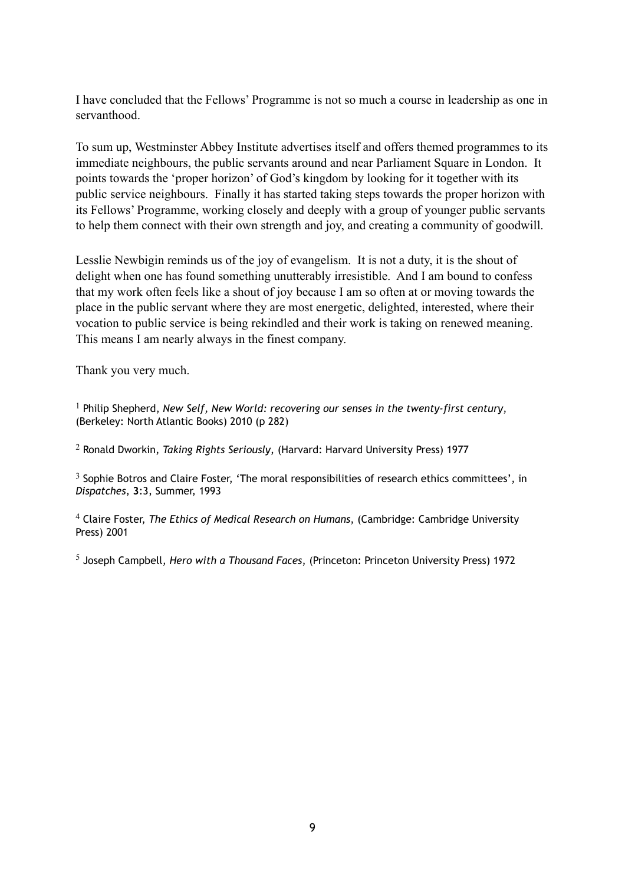I have concluded that the Fellows' Programme is not so much a course in leadership as one in servanthood.

To sum up, Westminster Abbey Institute advertises itself and offers themed programmes to its immediate neighbours, the public servants around and near Parliament Square in London. It points towards the 'proper horizon' of God's kingdom by looking for it together with its public service neighbours. Finally it has started taking steps towards the proper horizon with its Fellows' Programme, working closely and deeply with a group of younger public servants to help them connect with their own strength and joy, and creating a community of goodwill.

Lesslie Newbigin reminds us of the joy of evangelism. It is not a duty, it is the shout of delight when one has found something unutterably irresistible. And I am bound to confess that my work often feels like a shout of joy because I am so often at or moving towards the place in the public servant where they are most energetic, delighted, interested, where their vocation to public service is being rekindled and their work is taking on renewed meaning. This means I am nearly always in the finest company.

Thank you very much.

[1] Philip Shepherd, *New Self, New World: recovering our senses in the twenty-first century*, (Berkeley: North Atlantic Books) 2010 (p 282)

[2] Ronald Dworkin, *Taking Rights Seriously*, (Harvard: Harvard University Press) 1977

[3] Sophie Botros and Claire Foster, 'The moral responsibilities of research ethics committees', in *Dispatches*, **3**:3, Summer, 1993

[4] Claire Foster, *The Ethics of Medical Research on Humans*, (Cambridge: Cambridge University Press) 2001

[5] Joseph Campbell, *Hero with a Thousand Faces*, (Princeton: Princeton University Press) 1972